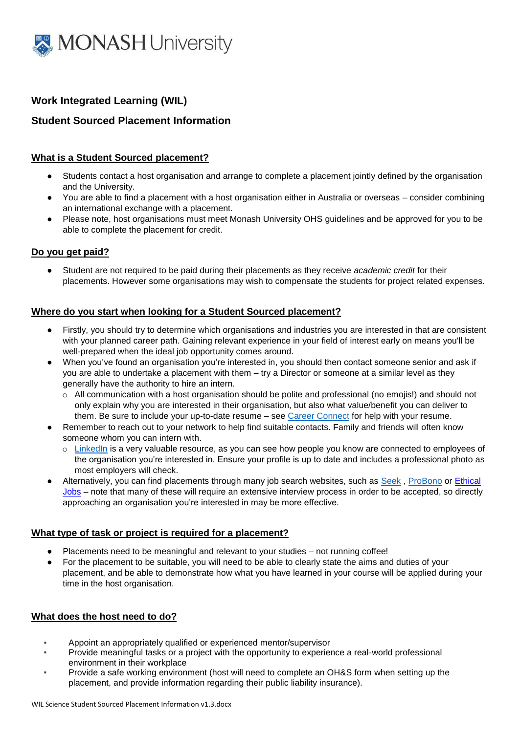# Work Integrated Learning (WIL)

## Student Sourced Placement Information

### What is a Student Sourced placement?

- Students contact a host organisation and arrange to complete a placement jointly defined by the organisation and the University.
- You are able to find a placement with a host organisation either in Australia or overseas – consider combining an international exchange with a placement.
- Please note, host organisations must meet Monash University OHS guidelines and be approved for you to be able to complete the placement for credit.

### Do you get paid?

- Student are not required to be paid during their placements as they receive *academic credit* for their placements. However some organisations may wish to compensate the students for project related expenses.

### Where do you start when looking for a Student Sourced placement?

- Firstly, you should try to determine which organisations and industries you are interested in that are consistent with your planned career path. Gaining relevant experience in your field of interest early on means you'll be well-prepared when the ideal job opportunity comes around.
- When you've found an organisation you're interested in, you should then contact someone senior and ask if you are able to undertake a placement with them – try a Director or someone at a similar level as they generally have the authority to hire an intern.
  - All communication with a host organisation should be polite and professional (no emojis!) and should not only explain why you are interested in their organisation, but also what value/benefit you can deliver to them. Be sure to include your up-to-date resume – see Career Connect for help with your resume.
- Remember to reach out to your network to help find suitable contacts. Family and friends will often know someone whom you can intern with.
  - LinkedIn is a very valuable resource, as you can see how people you know are connected to employees of the organisation you're interested in. Ensure your profile is up to date and includes a professional photo as most employers will check.
- Alternatively, you can find placements through many job search websites, such as Seek , ProBono or Ethical Jobs – note that many of these will require an extensive interview process in order to be accepted, so directly approaching an organisation you're interested in may be more effective.

### What type of task or project is required for a placement?

- Placements need to be meaningful and relevant to your studies – not running coffee!
- For the placement to be suitable, you will need to be able to clearly state the aims and duties of your placement, and be able to demonstrate how what you have learned in your course will be applied during your time in the host organisation.

### What does the host need to do?

- Appoint an appropriately qualified or experienced mentor/supervisor
- Provide meaningful tasks or a project with the opportunity to experience a real-world professional environment in their workplace
- Provide a safe working environment (host will need to complete an OH&S form when setting up the placement, and provide information regarding their public liability insurance).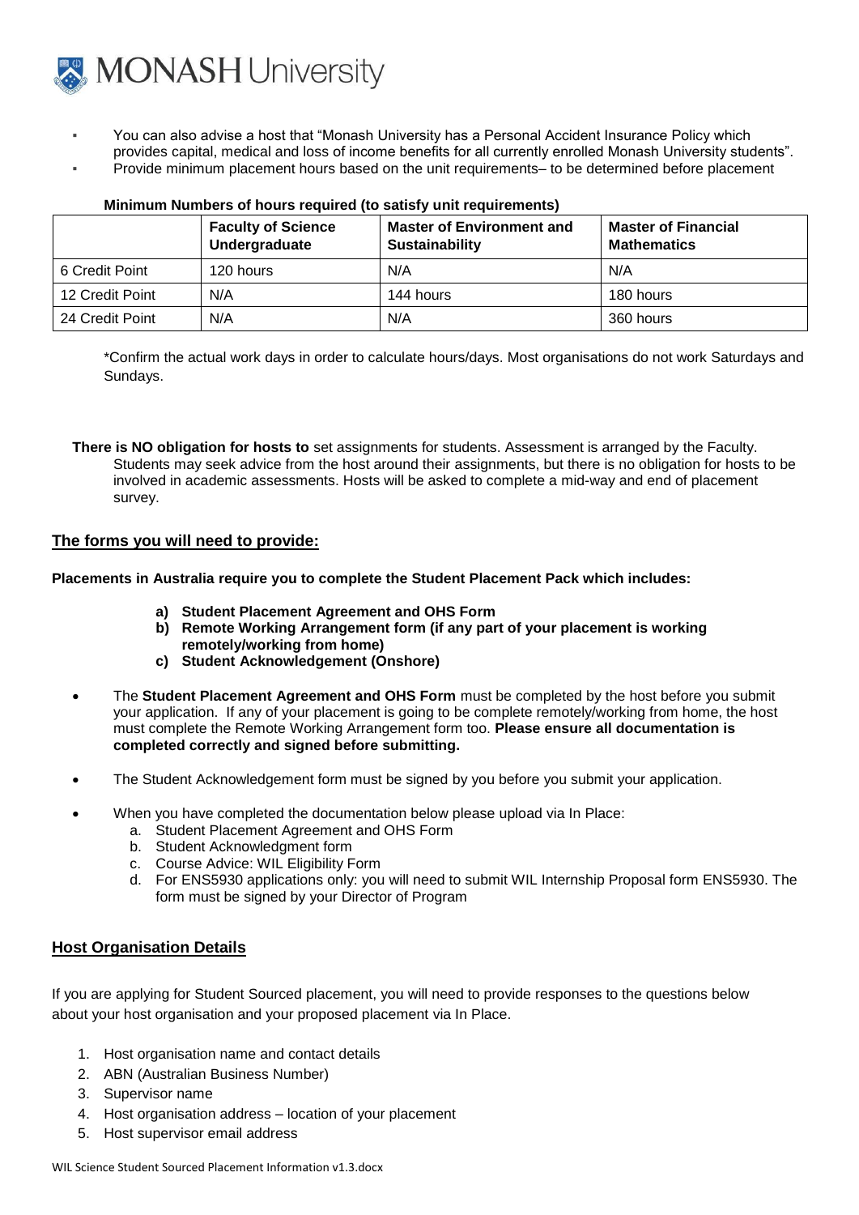- You can also advise a host that "Monash University has a Personal Accident Insurance Policy which provides capital, medical and loss of income benefits for all currently enrolled Monash University students".
- Provide minimum placement hours based on the unit requirements– to be determined before placement

**Minimum Numbers of hours required (to satisfy unit requirements)**

| | **Faculty of Science Undergraduate** | **Master of Environment and Sustainability** | **Master of Financial Mathematics** |
|---|---|---|---|
| 6 Credit Point | 120 hours | N/A | N/A |
| 12 Credit Point | N/A | 144 hours | 180 hours |
| 24 Credit Point | N/A | N/A | 360 hours |

*Confirm the actual work days in order to calculate hours/days. Most organisations do not work Saturdays and Sundays.

**There is NO obligation for hosts to** set assignments for students. Assessment is arranged by the Faculty. Students may seek advice from the host around their assignments, but there is no obligation for hosts to be involved in academic assessments. Hosts will be asked to complete a mid-way and end of placement survey.

## The forms you will need to provide:

**Placements in Australia require you to complete the Student Placement Pack which includes:**

a) **Student Placement Agreement and OHS Form**
b) **Remote Working Arrangement form (if any part of your placement is working remotely/working from home)**
c) **Student Acknowledgement (Onshore)**

- The **Student Placement Agreement and OHS Form** must be completed by the host before you submit your application. If any of your placement is going to be complete remotely/working from home, the host must complete the Remote Working Arrangement form too. **Please ensure all documentation is completed correctly and signed before submitting.**
- The Student Acknowledgement form must be signed by you before you submit your application.
- When you have completed the documentation below please upload via In Place:
    a. Student Placement Agreement and OHS Form
    b. Student Acknowledgment form
    c. Course Advice: WIL Eligibility Form
    d. For ENS5930 applications only: you will need to submit WIL Internship Proposal form ENS5930. The form must be signed by your Director of Program

## Host Organisation Details

If you are applying for Student Sourced placement, you will need to provide responses to the questions below about your host organisation and your proposed placement via In Place.

1. Host organisation name and contact details
2. ABN (Australian Business Number)
3. Supervisor name
4. Host organisation address – location of your placement
5. Host supervisor email address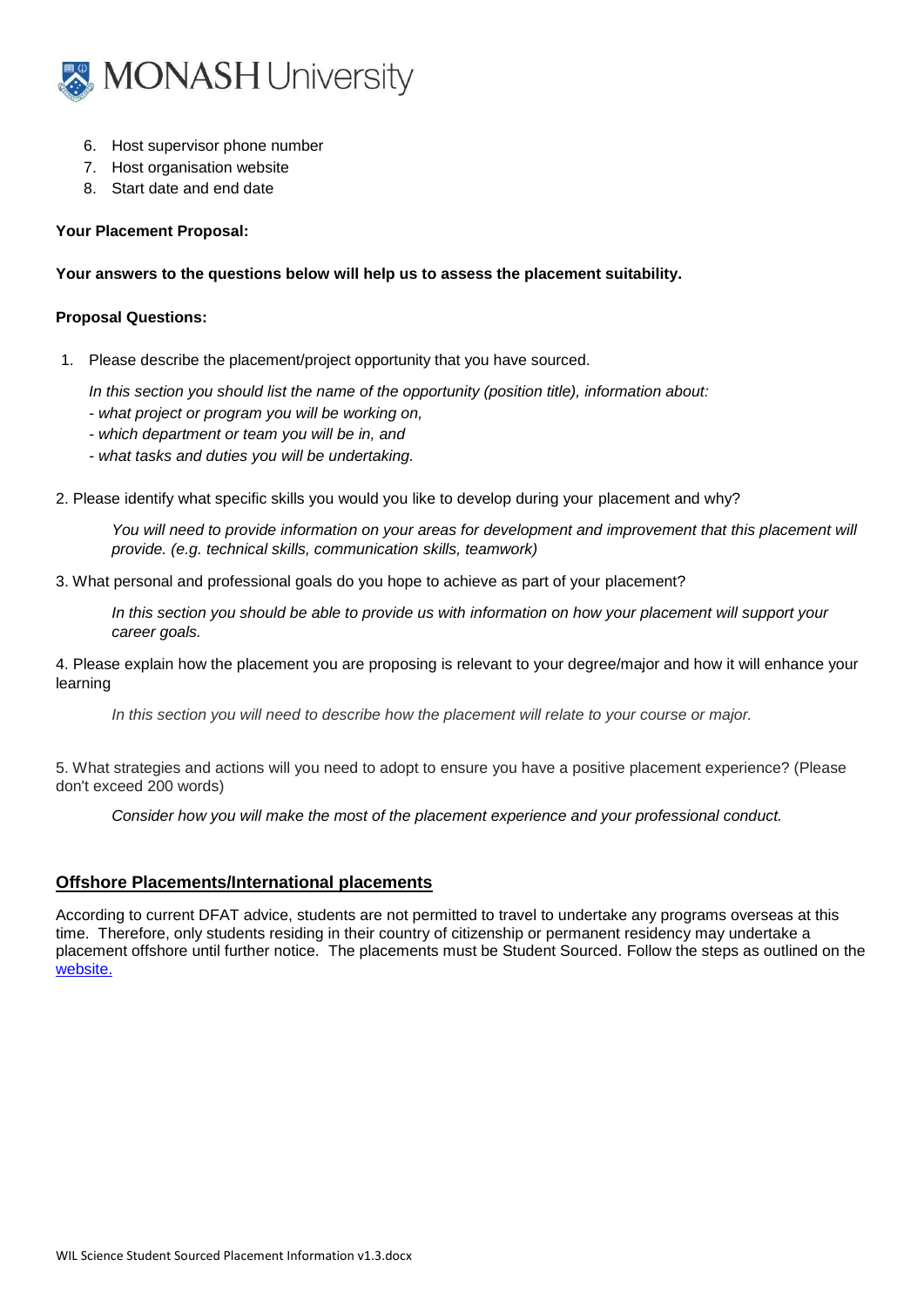6. Host supervisor phone number
7. Host organisation website
8. Start date and end date

**Your Placement Proposal:**

**Your answers to the questions below will help us to assess the placement suitability.**

**Proposal Questions:**

1. Please describe the placement/project opportunity that you have sourced.

   *In this section you should list the name of the opportunity (position title), information about:*
   *- what project or program you will be working on,*
   *- which department or team you will be in, and*
   *- what tasks and duties you will be undertaking.*

2. Please identify what specific skills you would you like to develop during your placement and why?

   *You will need to provide information on your areas for development and improvement that this placement will provide. (e.g. technical skills, communication skills, teamwork)*

3. What personal and professional goals do you hope to achieve as part of your placement?

   *In this section you should be able to provide us with information on how your placement will support your career goals.*

4. Please explain how the placement you are proposing is relevant to your degree/major and how it will enhance your learning

   *In this section you will need to describe how the placement will relate to your course or major.*

5. What strategies and actions will you need to adopt to ensure you have a positive placement experience? (Please don't exceed 200 words)

   *Consider how you will make the most of the placement experience and your professional conduct.*

## Offshore Placements/International placements

According to current DFAT advice, students are not permitted to travel to undertake any programs overseas at this time. Therefore, only students residing in their country of citizenship or permanent residency may undertake a placement offshore until further notice. The placements must be Student Sourced. Follow the steps as outlined on the website.